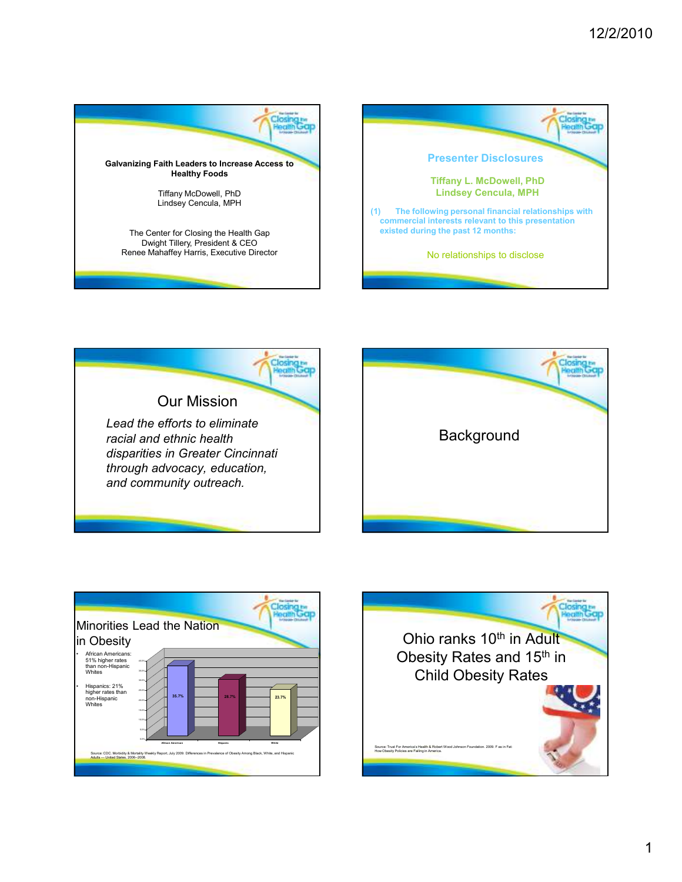## Galvanizing Faith Leaders to Increase Access to Healthy Foods

Tiffany McDowell, PhD
Lindsey Cencula, MPH

The Center for Closing the Health Gap
Dwight Tillery, President & CEO
Renee Mahaffey Harris, Executive Director

---

## Presenter Disclosures

**Tiffany L. McDowell, PhD**
**Lindsey Cencula, MPH**

**(1) The following personal financial relationships with commercial interests relevant to this presentation existed during the past 12 months:**

No relationships to disclose

---

## Our Mission

*Lead the efforts to eliminate racial and ethnic health disparities in Greater Cincinnati through advocacy, education, and community outreach.*

---

## Background

---

## Minorities Lead the Nation in Obesity

- African Americans: 51% higher rates than non-Hispanic Whites
- Hispanics: 21% higher rates than non-Hispanic Whites

| African American | Hispanic | White |
| --- | --- | --- |
| 35.7% | 28.7% | 23.7% |

Source: CDC. Morbidity & Mortality Weekly Report, July 2009. Differences in Prevalence of Obesity Among Black, White, and Hispanic Adults — United States, 2006–2008.

---

## Ohio ranks 10th in Adult Obesity Rates and 15th in Child Obesity Rates

Source: Trust For America's Health & Robert Wood Johnson Foundation. 2009. F as in Fat: How Obesity Policies are Failing in America.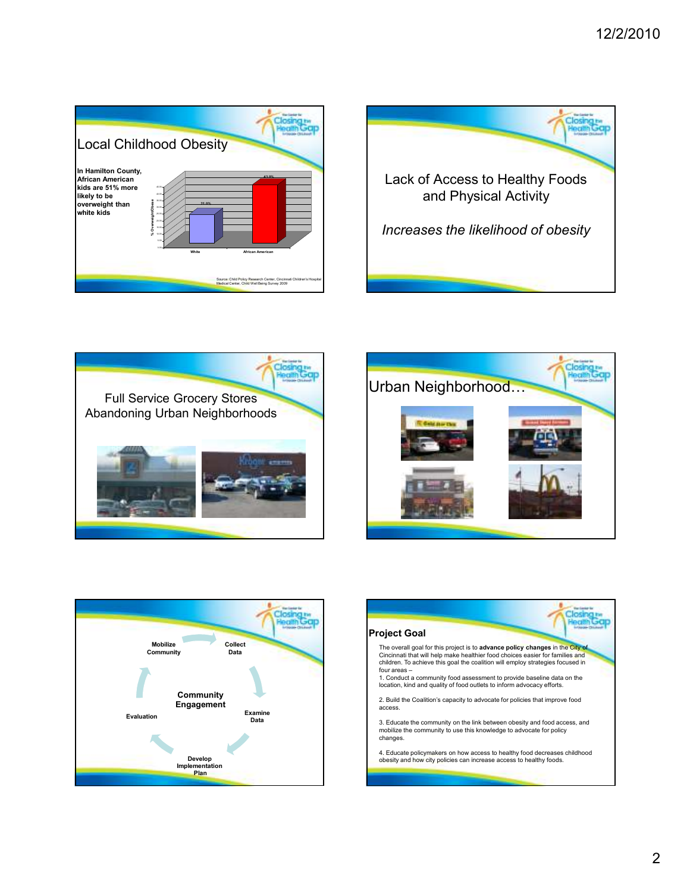## Local Childhood Obesity

**In Hamilton County, African American kids are 51% more likely to be overweight than white kids**

| | White | African American |
|---|---|---|
| % Overweight/Obese | 21.0% | 43.0% |

Source: Child Policy Research Center, Cincinnati Children's Hospital Medical Center, Child Well Being Survey 2009

---

Lack of Access to Healthy Foods and Physical Activity

*Increases the likelihood of obesity*

---

Full Service Grocery Stores Abandoning Urban Neighborhoods

---

## Urban Neighborhood…

---

**Community Engagement**

- Mobilize Community
- Collect Data
- Examine Data
- Develop Implementation Plan
- Evaluation

---

## Project Goal

The overall goal for this project is to **advance policy changes** in the City of Cincinnati that will help make healthier food choices easier for families and children. To achieve this goal the coalition will employ strategies focused in four areas –

1. Conduct a community food assessment to provide baseline data on the location, kind and quality of food outlets to inform advocacy efforts.

2. Build the Coalition's capacity to advocate for policies that improve food access.

3. Educate the community on the link between obesity and food access, and mobilize the community to use this knowledge to advocate for policy changes.

4. Educate policymakers on how access to healthy foods decreases childhood obesity and how city policies can increase access to healthy foods.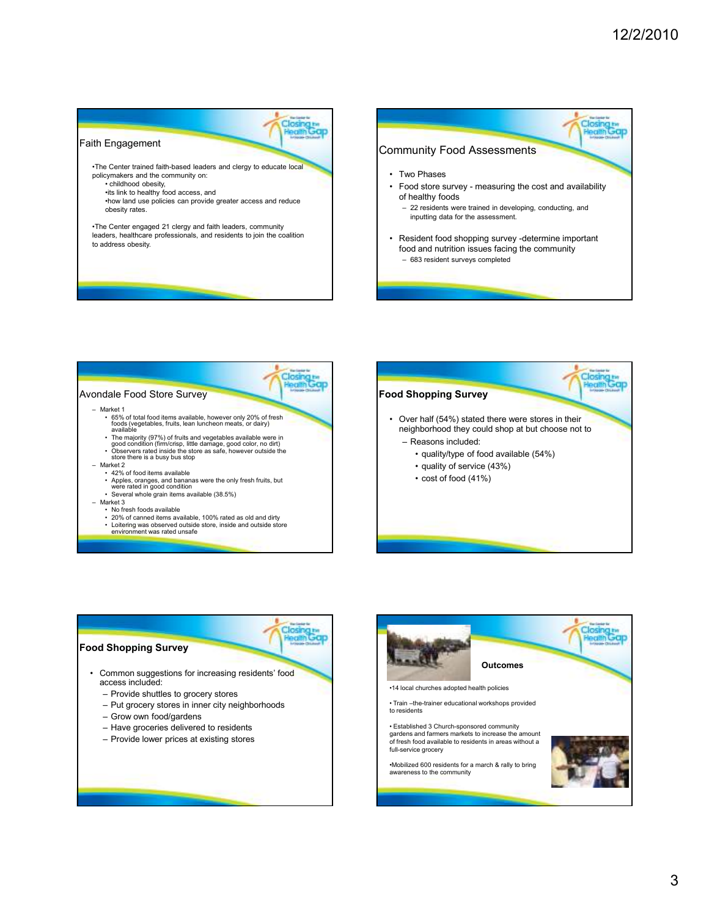## Faith Engagement

- The Center trained faith-based leaders and clergy to educate local policymakers and the community on:
  - childhood obesity,
  - its link to healthy food access, and
  - how land use policies can provide greater access and reduce obesity rates.
- The Center engaged 21 clergy and faith leaders, community leaders, healthcare professionals, and residents to join the coalition to address obesity.

## Community Food Assessments

- Two Phases
- Food store survey - measuring the cost and availability of healthy foods
  - 22 residents were trained in developing, conducting, and inputting data for the assessment.
- Resident food shopping survey -determine important food and nutrition issues facing the community
  - 683 resident surveys completed

## Avondale Food Store Survey

- Market 1
  - 65% of total food items available, however only 20% of fresh foods (vegetables, fruits, lean luncheon meats, or dairy) available
  - The majority (97%) of fruits and vegetables available were in good condition (firm/crisp, little damage, good color, no dirt)
  - Observers rated inside the store as safe, however outside the store there is a busy bus stop
- Market 2
  - 42% of food items available
  - Apples, oranges, and bananas were the only fresh fruits, but were rated in good condition
  - Several whole grain items available (38.5%)
- Market 3
  - No fresh foods available
  - 20% of canned items available, 100% rated as old and dirty
  - Loitering was observed outside store, inside and outside store environment was rated unsafe

## **Food Shopping Survey**

- Over half (54%) stated there were stores in their neighborhood they could shop at but choose not to
  - Reasons included:
    - quality/type of food available (54%)
    - quality of service (43%)
    - cost of food (41%)

## **Food Shopping Survey**

- Common suggestions for increasing residents' food access included:
  - Provide shuttles to grocery stores
  - Put grocery stores in inner city neighborhoods
  - Grow own food/gardens
  - Have groceries delivered to residents
  - Provide lower prices at existing stores

## **Outcomes**

- 14 local churches adopted health policies
- Train –the-trainer educational workshops provided to residents
- Established 3 Church-sponsored community gardens and farmers markets to increase the amount of fresh food available to residents in areas without a full-service grocery
- Mobilized 600 residents for a march & rally to bring awareness to the community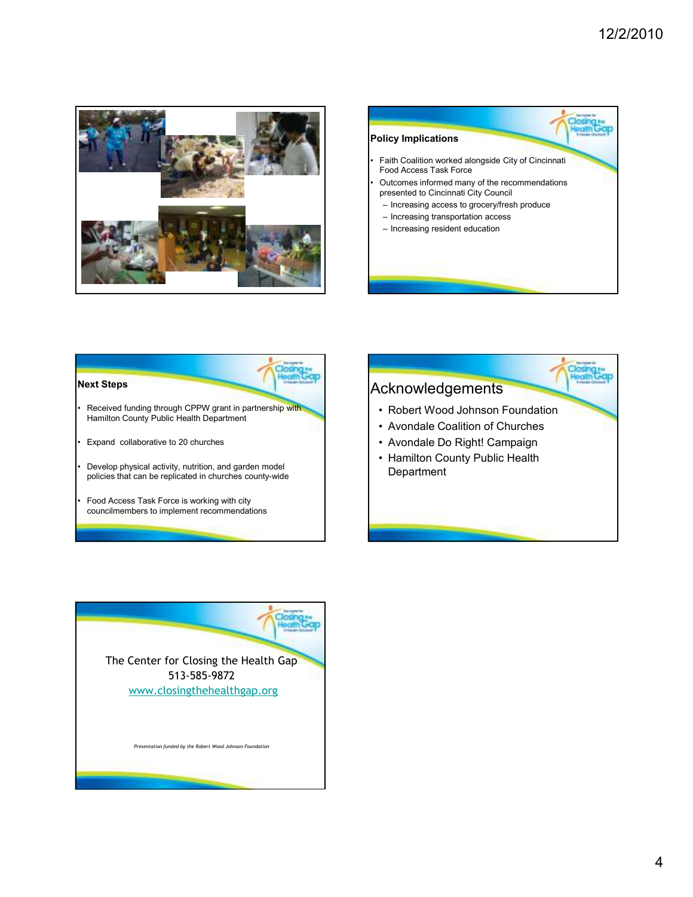## Policy Implications

- Faith Coalition worked alongside City of Cincinnati Food Access Task Force
- Outcomes informed many of the recommendations presented to Cincinnati City Council
  - Increasing access to grocery/fresh produce
  - Increasing transportation access
  - Increasing resident education

## Next Steps

- Received funding through CPPW grant in partnership with Hamilton County Public Health Department
- Expand collaborative to 20 churches
- Develop physical activity, nutrition, and garden model policies that can be replicated in churches county-wide
- Food Access Task Force is working with city councilmembers to implement recommendations

## Acknowledgements

- Robert Wood Johnson Foundation
- Avondale Coalition of Churches
- Avondale Do Right! Campaign
- Hamilton County Public Health Department

The Center for Closing the Health Gap
513-585-9872
www.closingthehealthgap.org

*Presentation funded by the Robert Wood Johnson Foundation*